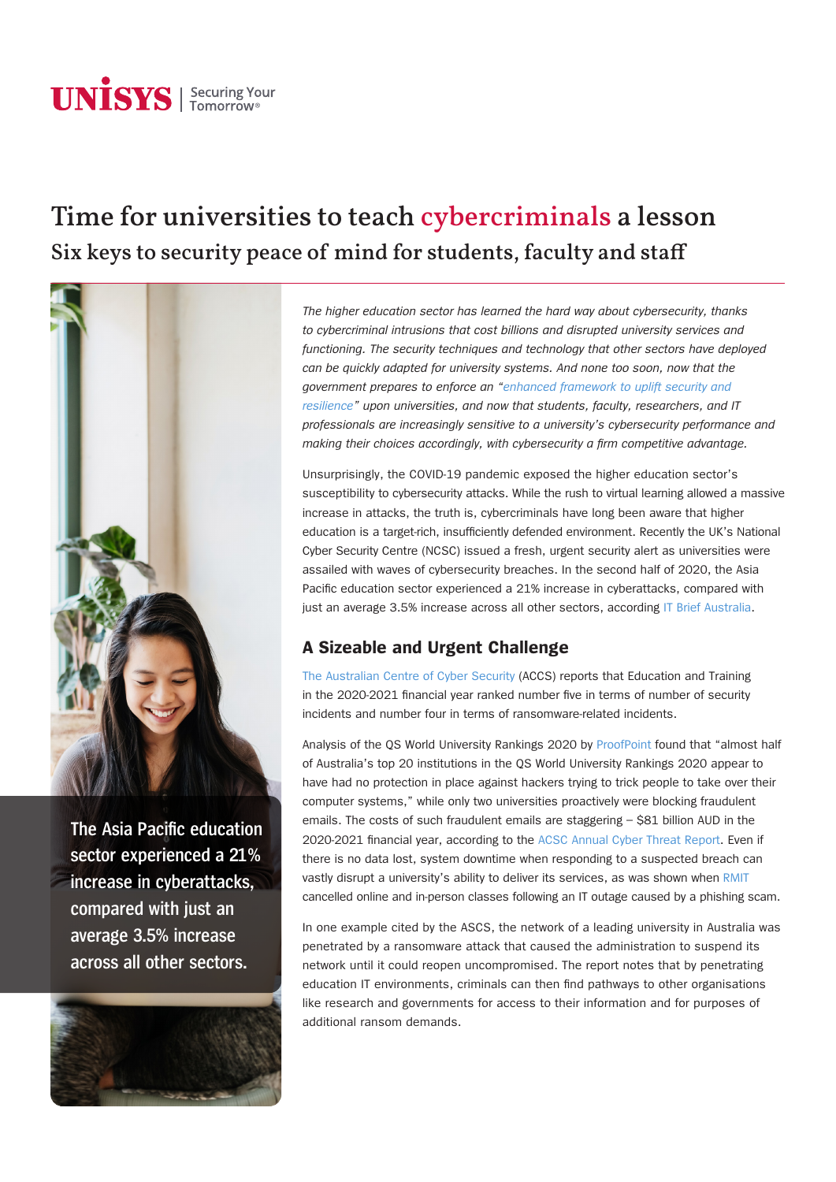UNISYS | Securing Your Tomorrow®

# Time for universities to teach cybercriminals a lesson

## Six keys to security peace of mind for students, faculty and staff

The Asia Pacific education sector experienced a 21% increase in cyberattacks, compared with just an average 3.5% increase across all other sectors.

*The higher education sector has learned the hard way about cybersecurity, thanks to cybercriminal intrusions that cost billions and disrupted university services and functioning. The security techniques and technology that other sectors have deployed can be quickly adapted for university systems. And none too soon, now that the government prepares to enforce an "enhanced framework to uplift security and resilience" upon universities, and now that students, faculty, researchers, and IT professionals are increasingly sensitive to a university's cybersecurity performance and making their choices accordingly, with cybersecurity a firm competitive advantage.*

Unsurprisingly, the COVID-19 pandemic exposed the higher education sector's susceptibility to cybersecurity attacks. While the rush to virtual learning allowed a massive increase in attacks, the truth is, cybercriminals have long been aware that higher education is a target-rich, insufficiently defended environment. Recently the UK's National Cyber Security Centre (NCSC) issued a fresh, urgent security alert as universities were assailed with waves of cybersecurity breaches. In the second half of 2020, the Asia Pacific education sector experienced a 21% increase in cyberattacks, compared with just an average 3.5% increase across all other sectors, according IT Brief Australia.

### A Sizeable and Urgent Challenge

The Australian Centre of Cyber Security (ACCS) reports that Education and Training in the 2020-2021 financial year ranked number five in terms of number of security incidents and number four in terms of ransomware-related incidents.

Analysis of the QS World University Rankings 2020 by ProofPoint found that "almost half of Australia's top 20 institutions in the QS World University Rankings 2020 appear to have had no protection in place against hackers trying to trick people to take over their computer systems," while only two universities proactively were blocking fraudulent emails. The costs of such fraudulent emails are staggering – $81 billion AUD in the 2020-2021 financial year, according to the ACSC Annual Cyber Threat Report. Even if there is no data lost, system downtime when responding to a suspected breach can vastly disrupt a university's ability to deliver its services, as was shown when RMIT cancelled online and in-person classes following an IT outage caused by a phishing scam.

In one example cited by the ASCS, the network of a leading university in Australia was penetrated by a ransomware attack that caused the administration to suspend its network until it could reopen uncompromised. The report notes that by penetrating education IT environments, criminals can then find pathways to other organisations like research and governments for access to their information and for purposes of additional ransom demands.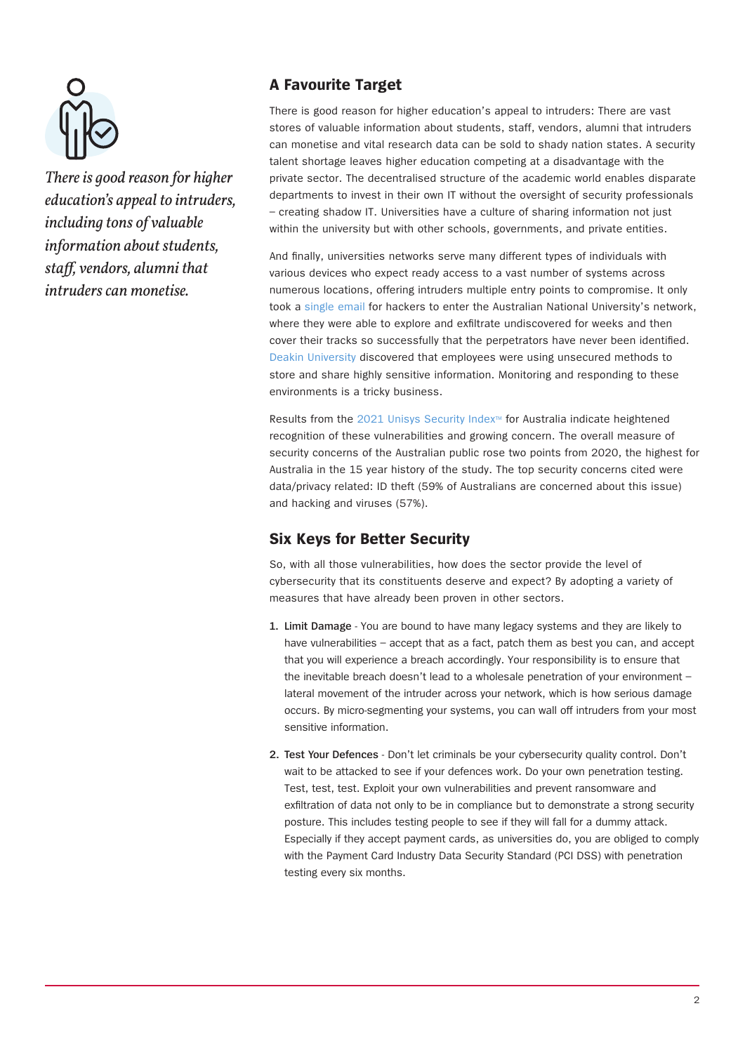*There is good reason for higher education's appeal to intruders, including tons of valuable information about students, staff, vendors, alumni that intruders can monetise.*

## A Favourite Target

There is good reason for higher education's appeal to intruders: There are vast stores of valuable information about students, staff, vendors, alumni that intruders can monetise and vital research data can be sold to shady nation states. A security talent shortage leaves higher education competing at a disadvantage with the private sector. The decentralised structure of the academic world enables disparate departments to invest in their own IT without the oversight of security professionals – creating shadow IT. Universities have a culture of sharing information not just within the university but with other schools, governments, and private entities.

And finally, universities networks serve many different types of individuals with various devices who expect ready access to a vast number of systems across numerous locations, offering intruders multiple entry points to compromise. It only took a single email for hackers to enter the Australian National University's network, where they were able to explore and exfiltrate undiscovered for weeks and then cover their tracks so successfully that the perpetrators have never been identified. Deakin University discovered that employees were using unsecured methods to store and share highly sensitive information. Monitoring and responding to these environments is a tricky business.

Results from the 2021 Unisys Security Index™ for Australia indicate heightened recognition of these vulnerabilities and growing concern. The overall measure of security concerns of the Australian public rose two points from 2020, the highest for Australia in the 15 year history of the study. The top security concerns cited were data/privacy related: ID theft (59% of Australians are concerned about this issue) and hacking and viruses (57%).

## Six Keys for Better Security

So, with all those vulnerabilities, how does the sector provide the level of cybersecurity that its constituents deserve and expect? By adopting a variety of measures that have already been proven in other sectors.

1. **Limit Damage** - You are bound to have many legacy systems and they are likely to have vulnerabilities – accept that as a fact, patch them as best you can, and accept that you will experience a breach accordingly. Your responsibility is to ensure that the inevitable breach doesn't lead to a wholesale penetration of your environment – lateral movement of the intruder across your network, which is how serious damage occurs. By micro-segmenting your systems, you can wall off intruders from your most sensitive information.

2. **Test Your Defences** - Don't let criminals be your cybersecurity quality control. Don't wait to be attacked to see if your defences work. Do your own penetration testing. Test, test, test. Exploit your own vulnerabilities and prevent ransomware and exfiltration of data not only to be in compliance but to demonstrate a strong security posture. This includes testing people to see if they will fall for a dummy attack. Especially if they accept payment cards, as universities do, you are obliged to comply with the Payment Card Industry Data Security Standard (PCI DSS) with penetration testing every six months.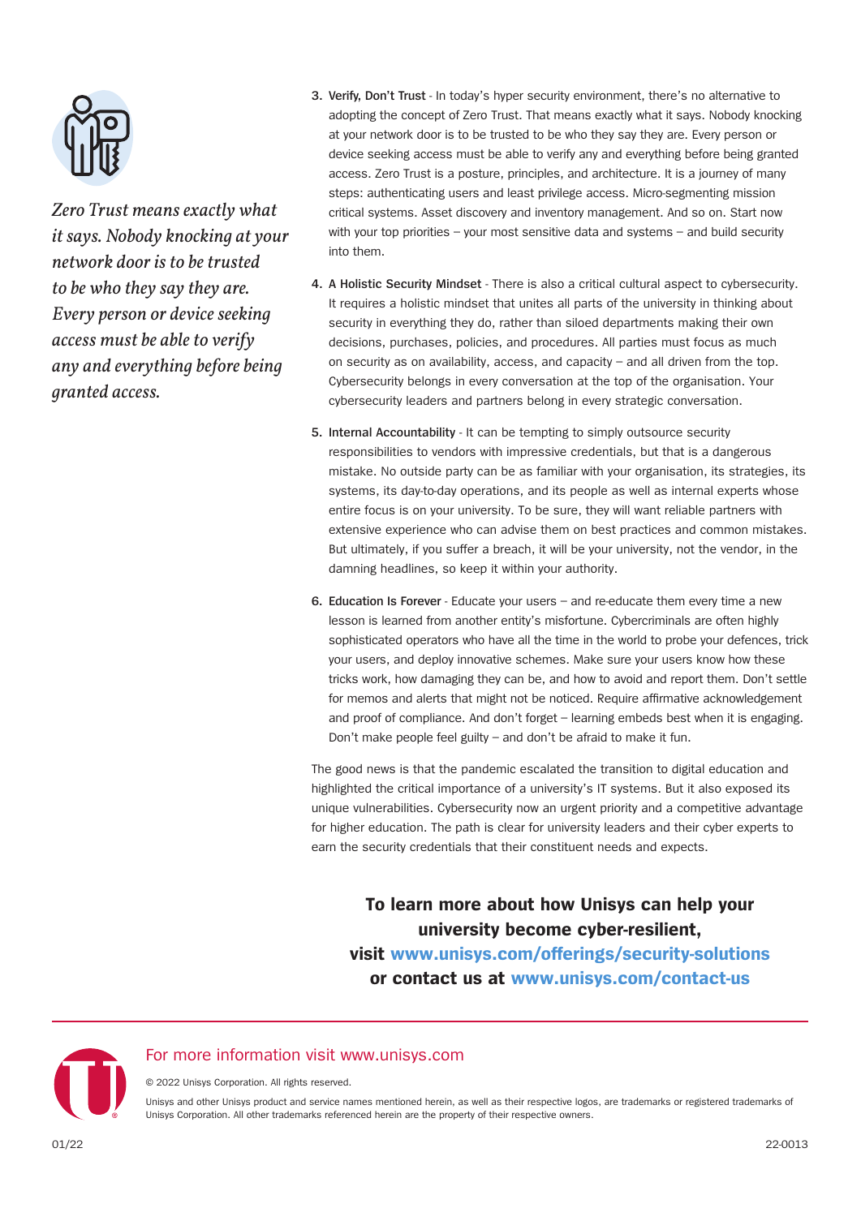*Zero Trust means exactly what it says. Nobody knocking at your network door is to be trusted to be who they say they are. Every person or device seeking access must be able to verify any and everything before being granted access.*

3. **Verify, Don't Trust** - In today's hyper security environment, there's no alternative to adopting the concept of Zero Trust. That means exactly what it says. Nobody knocking at your network door is to be trusted to be who they say they are. Every person or device seeking access must be able to verify any and everything before being granted access. Zero Trust is a posture, principles, and architecture. It is a journey of many steps: authenticating users and least privilege access. Micro-segmenting mission critical systems. Asset discovery and inventory management. And so on. Start now with your top priorities – your most sensitive data and systems – and build security into them.

4. **A Holistic Security Mindset** - There is also a critical cultural aspect to cybersecurity. It requires a holistic mindset that unites all parts of the university in thinking about security in everything they do, rather than siloed departments making their own decisions, purchases, policies, and procedures. All parties must focus as much on security as on availability, access, and capacity – and all driven from the top. Cybersecurity belongs in every conversation at the top of the organisation. Your cybersecurity leaders and partners belong in every strategic conversation.

5. **Internal Accountability** - It can be tempting to simply outsource security responsibilities to vendors with impressive credentials, but that is a dangerous mistake. No outside party can be as familiar with your organisation, its strategies, its systems, its day-to-day operations, and its people as well as internal experts whose entire focus is on your university. To be sure, they will want reliable partners with extensive experience who can advise them on best practices and common mistakes. But ultimately, if you suffer a breach, it will be your university, not the vendor, in the damning headlines, so keep it within your authority.

6. **Education Is Forever** - Educate your users – and re-educate them every time a new lesson is learned from another entity's misfortune. Cybercriminals are often highly sophisticated operators who have all the time in the world to probe your defences, trick your users, and deploy innovative schemes. Make sure your users know how these tricks work, how damaging they can be, and how to avoid and report them. Don't settle for memos and alerts that might not be noticed. Require affirmative acknowledgement and proof of compliance. And don't forget – learning embeds best when it is engaging. Don't make people feel guilty – and don't be afraid to make it fun.

The good news is that the pandemic escalated the transition to digital education and highlighted the critical importance of a university's IT systems. But it also exposed its unique vulnerabilities. Cybersecurity now an urgent priority and a competitive advantage for higher education. The path is clear for university leaders and their cyber experts to earn the security credentials that their constituent needs and expects.

**To learn more about how Unisys can help your university become cyber-resilient, visit www.unisys.com/offerings/security-solutions or contact us at www.unisys.com/contact-us**

For more information visit www.unisys.com

© 2022 Unisys Corporation. All rights reserved.

Unisys and other Unisys product and service names mentioned herein, as well as their respective logos, are trademarks or registered trademarks of Unisys Corporation. All other trademarks referenced herein are the property of their respective owners.

01/22 22-0013